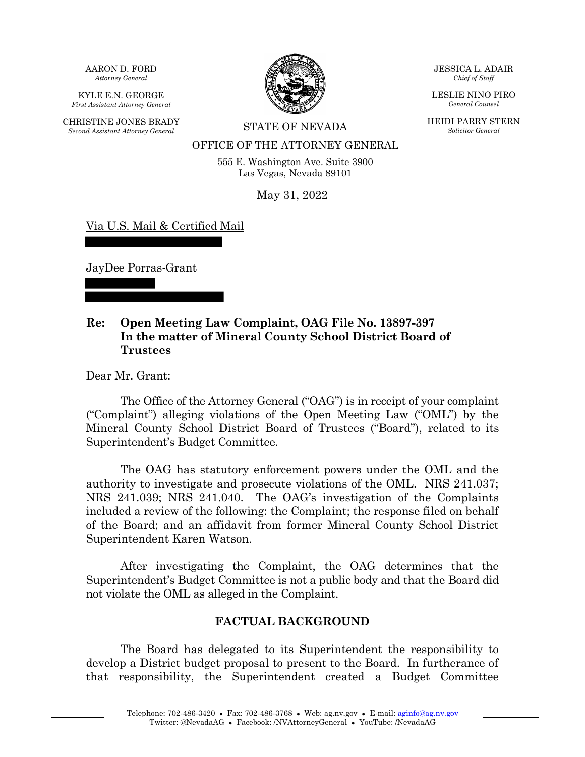AARON D. FORD
*Attorney General*

KYLE E.N. GEORGE
*First Assistant Attorney General*

CHRISTINE JONES BRADY
*Second Assistant Attorney General*

JESSICA L. ADAIR
*Chief of Staff*

LESLIE NINO PIRO
*General Counsel*

HEIDI PARRY STERN
*Solicitor General*

STATE OF NEVADA

OFFICE OF THE ATTORNEY GENERAL

555 E. Washington Ave. Suite 3900
Las Vegas, Nevada 89101

May 31, 2022

Via U.S. Mail & Certified Mail

JayDee Porras-Grant

**Re: Open Meeting Law Complaint, OAG File No. 13897-397
In the matter of Mineral County School District Board of Trustees**

Dear Mr. Grant:

The Office of the Attorney General ("OAG") is in receipt of your complaint ("Complaint") alleging violations of the Open Meeting Law ("OML") by the Mineral County School District Board of Trustees ("Board"), related to its Superintendent's Budget Committee.

The OAG has statutory enforcement powers under the OML and the authority to investigate and prosecute violations of the OML. NRS 241.037; NRS 241.039; NRS 241.040. The OAG's investigation of the Complaints included a review of the following: the Complaint; the response filed on behalf of the Board; and an affidavit from former Mineral County School District Superintendent Karen Watson.

After investigating the Complaint, the OAG determines that the Superintendent's Budget Committee is not a public body and that the Board did not violate the OML as alleged in the Complaint.

## FACTUAL BACKGROUND

The Board has delegated to its Superintendent the responsibility to develop a District budget proposal to present to the Board. In furtherance of that responsibility, the Superintendent created a Budget Committee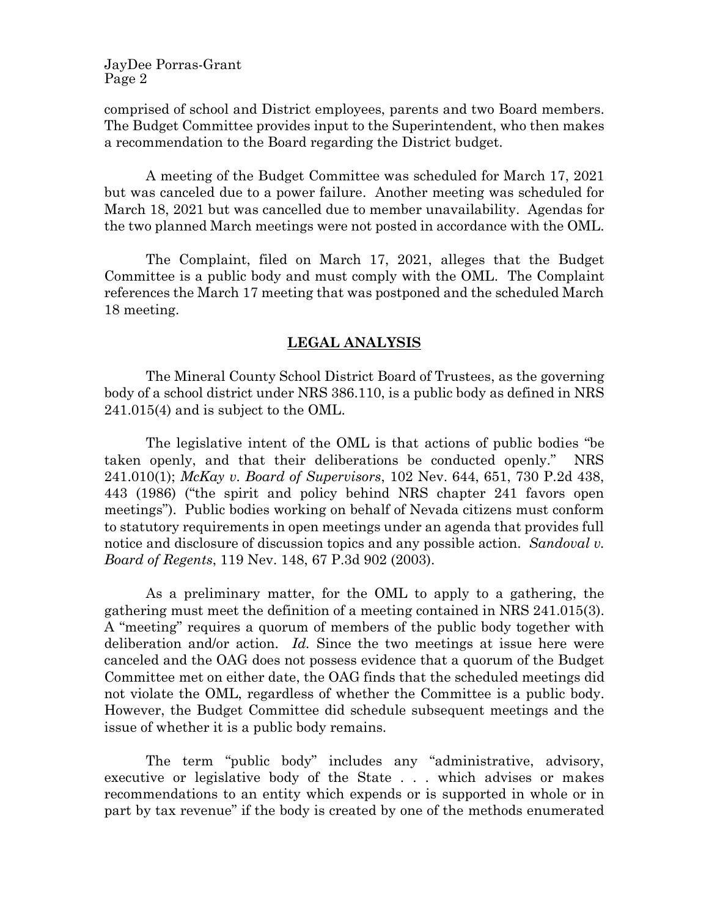comprised of school and District employees, parents and two Board members. The Budget Committee provides input to the Superintendent, who then makes a recommendation to the Board regarding the District budget.

A meeting of the Budget Committee was scheduled for March 17, 2021 but was canceled due to a power failure. Another meeting was scheduled for March 18, 2021 but was cancelled due to member unavailability. Agendas for the two planned March meetings were not posted in accordance with the OML.

The Complaint, filed on March 17, 2021, alleges that the Budget Committee is a public body and must comply with the OML. The Complaint references the March 17 meeting that was postponed and the scheduled March 18 meeting.

## LEGAL ANALYSIS

The Mineral County School District Board of Trustees, as the governing body of a school district under NRS 386.110, is a public body as defined in NRS 241.015(4) and is subject to the OML.

The legislative intent of the OML is that actions of public bodies "be taken openly, and that their deliberations be conducted openly." NRS 241.010(1); *McKay v. Board of Supervisors*, 102 Nev. 644, 651, 730 P.2d 438, 443 (1986) ("the spirit and policy behind NRS chapter 241 favors open meetings"). Public bodies working on behalf of Nevada citizens must conform to statutory requirements in open meetings under an agenda that provides full notice and disclosure of discussion topics and any possible action. *Sandoval v. Board of Regents*, 119 Nev. 148, 67 P.3d 902 (2003).

As a preliminary matter, for the OML to apply to a gathering, the gathering must meet the definition of a meeting contained in NRS 241.015(3). A "meeting" requires a quorum of members of the public body together with deliberation and/or action. *Id.* Since the two meetings at issue here were canceled and the OAG does not possess evidence that a quorum of the Budget Committee met on either date, the OAG finds that the scheduled meetings did not violate the OML, regardless of whether the Committee is a public body. However, the Budget Committee did schedule subsequent meetings and the issue of whether it is a public body remains.

The term "public body" includes any "administrative, advisory, executive or legislative body of the State . . . which advises or makes recommendations to an entity which expends or is supported in whole or in part by tax revenue" if the body is created by one of the methods enumerated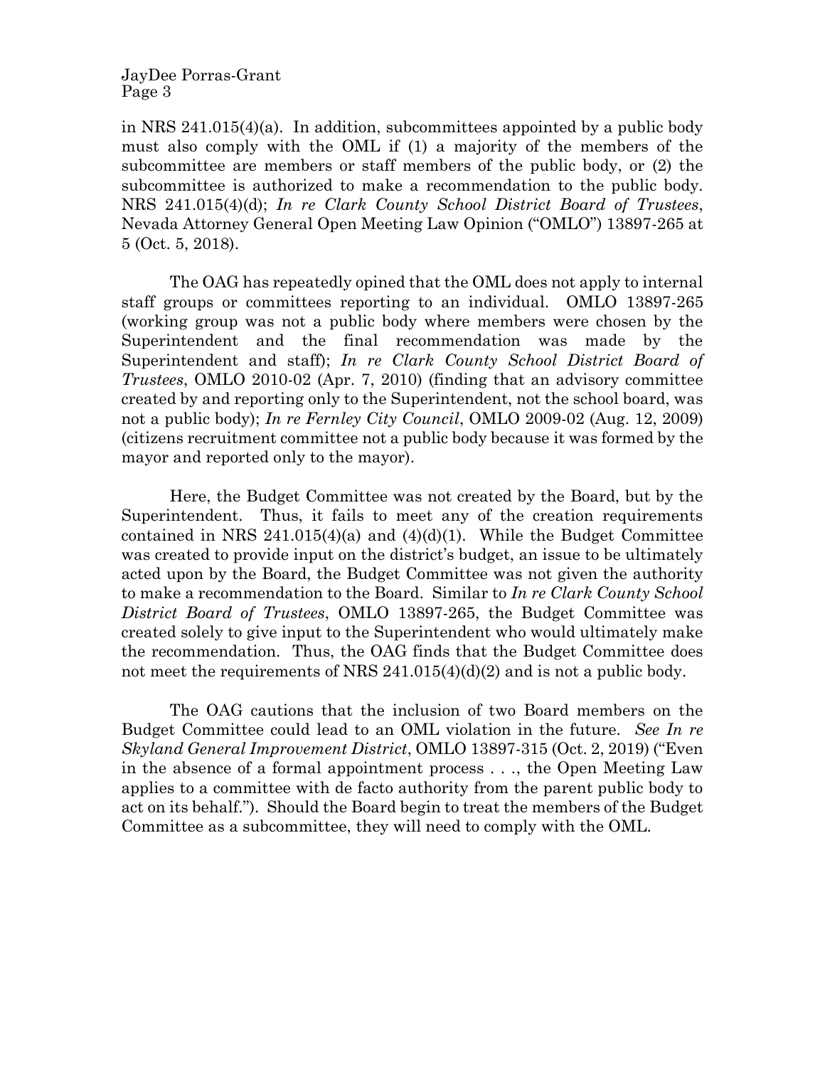in NRS 241.015(4)(a). In addition, subcommittees appointed by a public body must also comply with the OML if (1) a majority of the members of the subcommittee are members or staff members of the public body, or (2) the subcommittee is authorized to make a recommendation to the public body. NRS 241.015(4)(d); *In re Clark County School District Board of Trustees*, Nevada Attorney General Open Meeting Law Opinion ("OMLO") 13897-265 at 5 (Oct. 5, 2018).

The OAG has repeatedly opined that the OML does not apply to internal staff groups or committees reporting to an individual. OMLO 13897-265 (working group was not a public body where members were chosen by the Superintendent and the final recommendation was made by the Superintendent and staff); *In re Clark County School District Board of Trustees*, OMLO 2010-02 (Apr. 7, 2010) (finding that an advisory committee created by and reporting only to the Superintendent, not the school board, was not a public body); *In re Fernley City Council*, OMLO 2009-02 (Aug. 12, 2009) (citizens recruitment committee not a public body because it was formed by the mayor and reported only to the mayor).

Here, the Budget Committee was not created by the Board, but by the Superintendent. Thus, it fails to meet any of the creation requirements contained in NRS 241.015(4)(a) and (4)(d)(1). While the Budget Committee was created to provide input on the district's budget, an issue to be ultimately acted upon by the Board, the Budget Committee was not given the authority to make a recommendation to the Board. Similar to *In re Clark County School District Board of Trustees*, OMLO 13897-265, the Budget Committee was created solely to give input to the Superintendent who would ultimately make the recommendation. Thus, the OAG finds that the Budget Committee does not meet the requirements of NRS 241.015(4)(d)(2) and is not a public body.

The OAG cautions that the inclusion of two Board members on the Budget Committee could lead to an OML violation in the future. *See In re Skyland General Improvement District*, OMLO 13897-315 (Oct. 2, 2019) ("Even in the absence of a formal appointment process . . ., the Open Meeting Law applies to a committee with de facto authority from the parent public body to act on its behalf."). Should the Board begin to treat the members of the Budget Committee as a subcommittee, they will need to comply with the OML.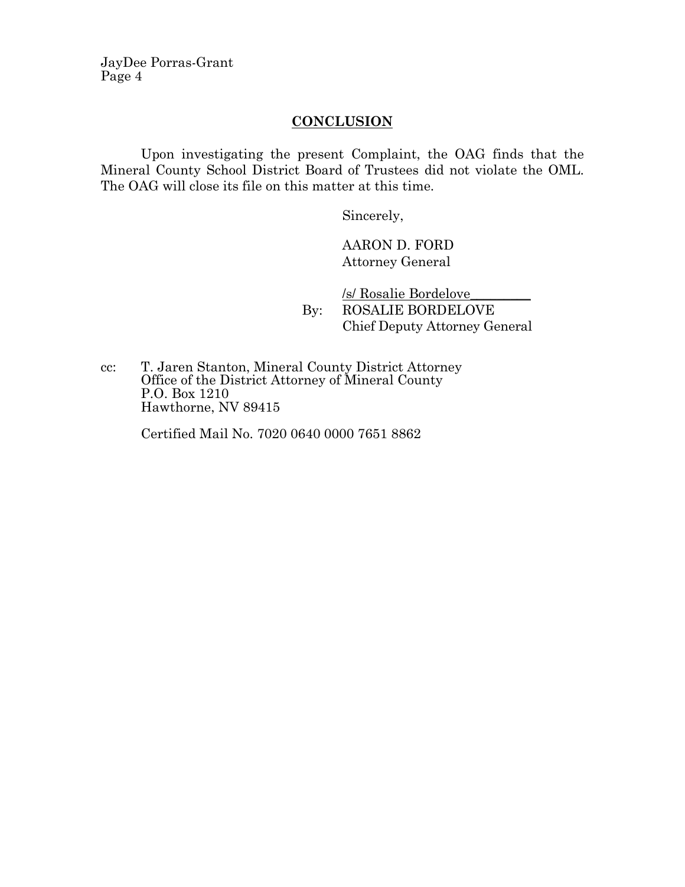## **CONCLUSION**

Upon investigating the present Complaint, the OAG finds that the Mineral County School District Board of Trustees did not violate the OML. The OAG will close its file on this matter at this time.

Sincerely,

AARON D. FORD
Attorney General

/s/ Rosalie Bordelove
By: ROSALIE BORDELOVE
Chief Deputy Attorney General

cc: T. Jaren Stanton, Mineral County District Attorney
Office of the District Attorney of Mineral County
P.O. Box 1210
Hawthorne, NV 89415

Certified Mail No. 7020 0640 0000 7651 8862